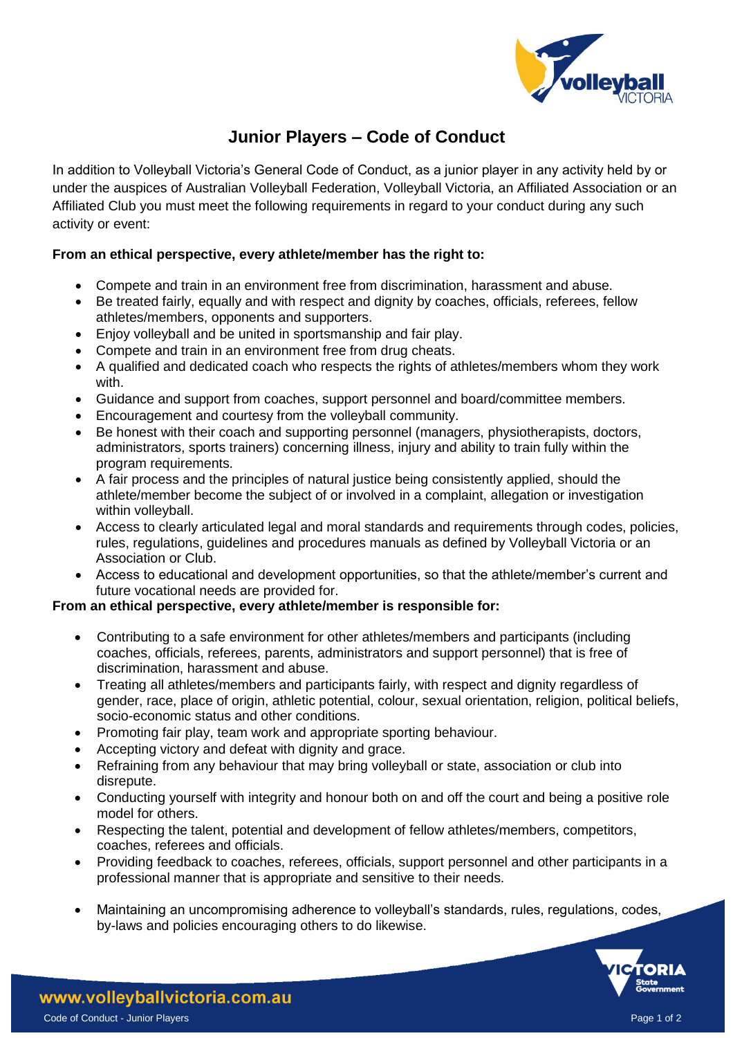# Junior Players – Code of Conduct

In addition to Volleyball Victoria's General Code of Conduct, as a junior player in any activity held by or under the auspices of Australian Volleyball Federation, Volleyball Victoria, an Affiliated Association or an Affiliated Club you must meet the following requirements in regard to your conduct during any such activity or event:

**From an ethical perspective, every athlete/member has the right to:**

- Compete and train in an environment free from discrimination, harassment and abuse.
- Be treated fairly, equally and with respect and dignity by coaches, officials, referees, fellow athletes/members, opponents and supporters.
- Enjoy volleyball and be united in sportsmanship and fair play.
- Compete and train in an environment free from drug cheats.
- A qualified and dedicated coach who respects the rights of athletes/members whom they work with.
- Guidance and support from coaches, support personnel and board/committee members.
- Encouragement and courtesy from the volleyball community.
- Be honest with their coach and supporting personnel (managers, physiotherapists, doctors, administrators, sports trainers) concerning illness, injury and ability to train fully within the program requirements.
- A fair process and the principles of natural justice being consistently applied, should the athlete/member become the subject of or involved in a complaint, allegation or investigation within volleyball.
- Access to clearly articulated legal and moral standards and requirements through codes, policies, rules, regulations, guidelines and procedures manuals as defined by Volleyball Victoria or an Association or Club.
- Access to educational and development opportunities, so that the athlete/member's current and future vocational needs are provided for.

**From an ethical perspective, every athlete/member is responsible for:**

- Contributing to a safe environment for other athletes/members and participants (including coaches, officials, referees, parents, administrators and support personnel) that is free of discrimination, harassment and abuse.
- Treating all athletes/members and participants fairly, with respect and dignity regardless of gender, race, place of origin, athletic potential, colour, sexual orientation, religion, political beliefs, socio-economic status and other conditions.
- Promoting fair play, team work and appropriate sporting behaviour.
- Accepting victory and defeat with dignity and grace.
- Refraining from any behaviour that may bring volleyball or state, association or club into disrepute.
- Conducting yourself with integrity and honour both on and off the court and being a positive role model for others.
- Respecting the talent, potential and development of fellow athletes/members, competitors, coaches, referees and officials.
- Providing feedback to coaches, referees, officials, support personnel and other participants in a professional manner that is appropriate and sensitive to their needs.
- Maintaining an uncompromising adherence to volleyball's standards, rules, regulations, codes, by-laws and policies encouraging others to do likewise.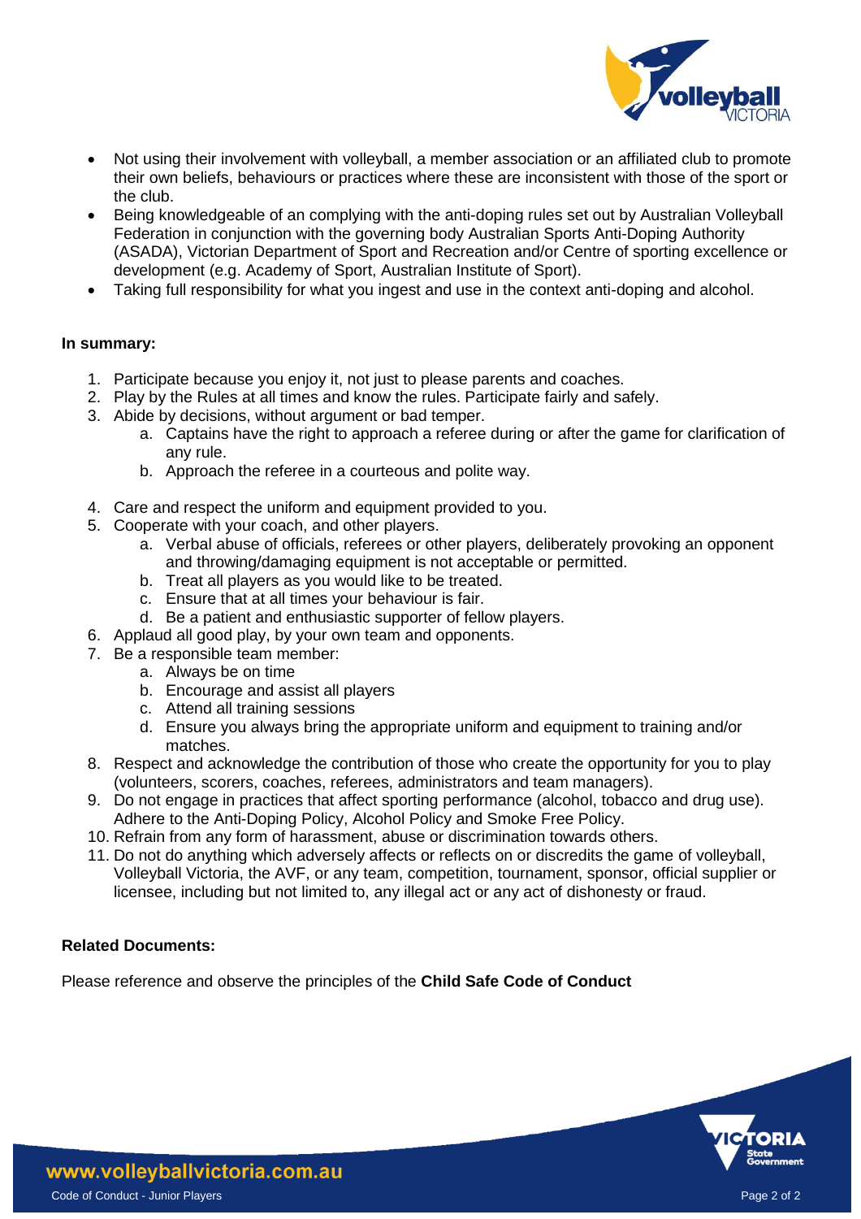- Not using their involvement with volleyball, a member association or an affiliated club to promote their own beliefs, behaviours or practices where these are inconsistent with those of the sport or the club.
- Being knowledgeable of an complying with the anti-doping rules set out by Australian Volleyball Federation in conjunction with the governing body Australian Sports Anti-Doping Authority (ASADA), Victorian Department of Sport and Recreation and/or Centre of sporting excellence or development (e.g. Academy of Sport, Australian Institute of Sport).
- Taking full responsibility for what you ingest and use in the context anti-doping and alcohol.

**In summary:**

1. Participate because you enjoy it, not just to please parents and coaches.
2. Play by the Rules at all times and know the rules. Participate fairly and safely.
3. Abide by decisions, without argument or bad temper.
    a. Captains have the right to approach a referee during or after the game for clarification of any rule.
    b. Approach the referee in a courteous and polite way.
4. Care and respect the uniform and equipment provided to you.
5. Cooperate with your coach, and other players.
    a. Verbal abuse of officials, referees or other players, deliberately provoking an opponent and throwing/damaging equipment is not acceptable or permitted.
    b. Treat all players as you would like to be treated.
    c. Ensure that at all times your behaviour is fair.
    d. Be a patient and enthusiastic supporter of fellow players.
6. Applaud all good play, by your own team and opponents.
7. Be a responsible team member:
    a. Always be on time
    b. Encourage and assist all players
    c. Attend all training sessions
    d. Ensure you always bring the appropriate uniform and equipment to training and/or matches.
8. Respect and acknowledge the contribution of those who create the opportunity for you to play (volunteers, scorers, coaches, referees, administrators and team managers).
9. Do not engage in practices that affect sporting performance (alcohol, tobacco and drug use). Adhere to the Anti-Doping Policy, Alcohol Policy and Smoke Free Policy.
10. Refrain from any form of harassment, abuse or discrimination towards others.
11. Do not do anything which adversely affects or reflects on or discredits the game of volleyball, Volleyball Victoria, the AVF, or any team, competition, tournament, sponsor, official supplier or licensee, including but not limited to, any illegal act or any act of dishonesty or fraud.

**Related Documents:**

Please reference and observe the principles of the **Child Safe Code of Conduct**